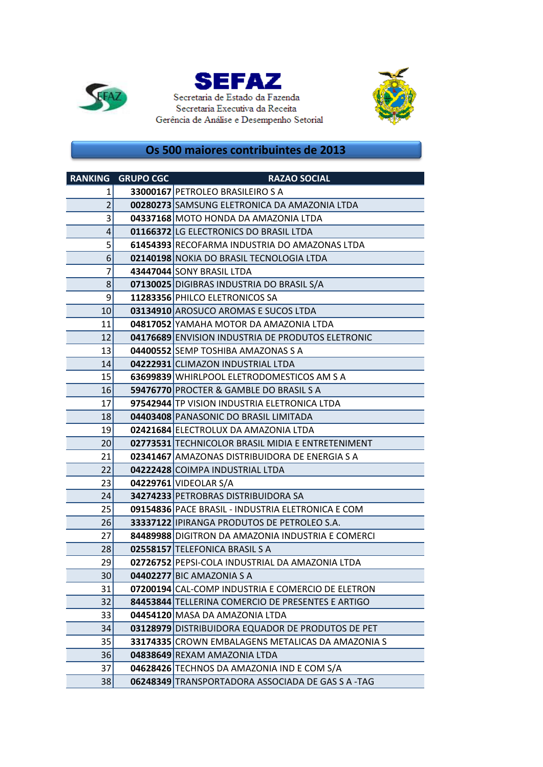# SEFAZ

Secretaria de Estado da Fazenda

Secretaria Executiva da Receita

Gerência de Análise e Desempenho Setorial

## Os 500 maiores contribuintes de 2013

| RANKING | GRUPO CGC | RAZAO SOCIAL |
|---|---|---|
| 1 | **33000167** | PETROLEO BRASILEIRO S A |
| 2 | **00280273** | SAMSUNG ELETRONICA DA AMAZONIA LTDA |
| 3 | **04337168** | MOTO HONDA DA AMAZONIA LTDA |
| 4 | **01166372** | LG ELECTRONICS DO BRASIL LTDA |
| 5 | **61454393** | RECOFARMA INDUSTRIA DO AMAZONAS LTDA |
| 6 | **02140198** | NOKIA DO BRASIL TECNOLOGIA LTDA |
| 7 | **43447044** | SONY BRASIL LTDA |
| 8 | **07130025** | DIGIBRAS INDUSTRIA DO BRASIL S/A |
| 9 | **11283356** | PHILCO ELETRONICOS SA |
| 10 | **03134910** | AROSUCO AROMAS E SUCOS LTDA |
| 11 | **04817052** | YAMAHA MOTOR DA AMAZONIA LTDA |
| 12 | **04176689** | ENVISION INDUSTRIA DE PRODUTOS ELETRONIC |
| 13 | **04400552** | SEMP TOSHIBA AMAZONAS S A |
| 14 | **04222931** | CLIMAZON INDUSTRIAL LTDA |
| 15 | **63699839** | WHIRLPOOL ELETRODOMESTICOS AM S A |
| 16 | **59476770** | PROCTER & GAMBLE DO BRASIL S A |
| 17 | **97542944** | TP VISION INDUSTRIA ELETRONICA LTDA |
| 18 | **04403408** | PANASONIC DO BRASIL LIMITADA |
| 19 | **02421684** | ELECTROLUX DA AMAZONIA LTDA |
| 20 | **02773531** | TECHNICOLOR BRASIL MIDIA E ENTRETENIMENT |
| 21 | **02341467** | AMAZONAS DISTRIBUIDORA DE ENERGIA S A |
| 22 | **04222428** | COIMPA INDUSTRIAL LTDA |
| 23 | **04229761** | VIDEOLAR S/A |
| 24 | **34274233** | PETROBRAS DISTRIBUIDORA SA |
| 25 | **09154836** | PACE BRASIL - INDUSTRIA ELETRONICA E COM |
| 26 | **33337122** | IPIRANGA PRODUTOS DE PETROLEO S.A. |
| 27 | **84489988** | DIGITRON DA AMAZONIA INDUSTRIA E COMERCI |
| 28 | **02558157** | TELEFONICA BRASIL S A |
| 29 | **02726752** | PEPSI-COLA INDUSTRIAL DA AMAZONIA LTDA |
| 30 | **04402277** | BIC AMAZONIA S A |
| 31 | **07200194** | CAL-COMP INDUSTRIA E COMERCIO DE ELETRON |
| 32 | **84453844** | TELLERINA COMERCIO DE PRESENTES E ARTIGO |
| 33 | **04454120** | MASA DA AMAZONIA LTDA |
| 34 | **03128979** | DISTRIBUIDORA EQUADOR DE PRODUTOS DE PET |
| 35 | **33174335** | CROWN EMBALAGENS METALICAS DA AMAZONIA S |
| 36 | **04838649** | REXAM AMAZONIA LTDA |
| 37 | **04628426** | TECHNOS DA AMAZONIA IND E COM S/A |
| 38 | **06248349** | TRANSPORTADORA ASSOCIADA DE GAS S A -TAG |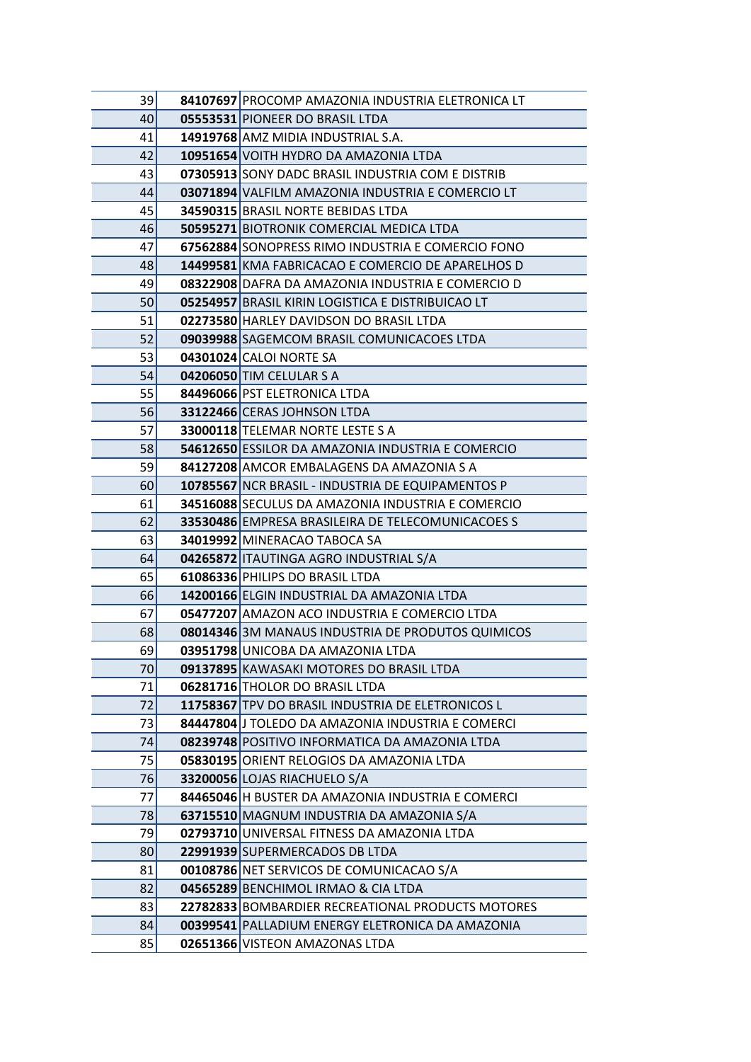| | | |
|---|---|---|
| 39 | **84107697** | PROCOMP AMAZONIA INDUSTRIA ELETRONICA LT |
| 40 | **05553531** | PIONEER DO BRASIL LTDA |
| 41 | **14919768** | AMZ MIDIA INDUSTRIAL S.A. |
| 42 | **10951654** | VOITH HYDRO DA AMAZONIA LTDA |
| 43 | **07305913** | SONY DADC BRASIL INDUSTRIA COM E DISTRIB |
| 44 | **03071894** | VALFILM AMAZONIA INDUSTRIA E COMERCIO LT |
| 45 | **34590315** | BRASIL NORTE BEBIDAS LTDA |
| 46 | **50595271** | BIOTRONIK COMERCIAL MEDICA LTDA |
| 47 | **67562884** | SONOPRESS RIMO INDUSTRIA E COMERCIO FONO |
| 48 | **14499581** | KMA FABRICACAO E COMERCIO DE APARELHOS D |
| 49 | **08322908** | DAFRA DA AMAZONIA INDUSTRIA E COMERCIO D |
| 50 | **05254957** | BRASIL KIRIN LOGISTICA E DISTRIBUICAO LT |
| 51 | **02273580** | HARLEY DAVIDSON DO BRASIL LTDA |
| 52 | **09039988** | SAGEMCOM BRASIL COMUNICACOES LTDA |
| 53 | **04301024** | CALOI NORTE SA |
| 54 | **04206050** | TIM CELULAR S A |
| 55 | **84496066** | PST ELETRONICA LTDA |
| 56 | **33122466** | CERAS JOHNSON LTDA |
| 57 | **33000118** | TELEMAR NORTE LESTE S A |
| 58 | **54612650** | ESSILOR DA AMAZONIA INDUSTRIA E COMERCIO |
| 59 | **84127208** | AMCOR EMBALAGENS DA AMAZONIA S A |
| 60 | **10785567** | NCR BRASIL - INDUSTRIA DE EQUIPAMENTOS P |
| 61 | **34516088** | SECULUS DA AMAZONIA INDUSTRIA E COMERCIO |
| 62 | **33530486** | EMPRESA BRASILEIRA DE TELECOMUNICACOES S |
| 63 | **34019992** | MINERACAO TABOCA SA |
| 64 | **04265872** | ITAUTINGA AGRO INDUSTRIAL S/A |
| 65 | **61086336** | PHILIPS DO BRASIL LTDA |
| 66 | **14200166** | ELGIN INDUSTRIAL DA AMAZONIA LTDA |
| 67 | **05477207** | AMAZON ACO INDUSTRIA E COMERCIO LTDA |
| 68 | **08014346** | 3M MANAUS INDUSTRIA DE PRODUTOS QUIMICOS |
| 69 | **03951798** | UNICOBA DA AMAZONIA LTDA |
| 70 | **09137895** | KAWASAKI MOTORES DO BRASIL LTDA |
| 71 | **06281716** | THOLOR DO BRASIL LTDA |
| 72 | **11758367** | TPV DO BRASIL INDUSTRIA DE ELETRONICOS L |
| 73 | **84447804** | J TOLEDO DA AMAZONIA INDUSTRIA E COMERCI |
| 74 | **08239748** | POSITIVO INFORMATICA DA AMAZONIA LTDA |
| 75 | **05830195** | ORIENT RELOGIOS DA AMAZONIA LTDA |
| 76 | **33200056** | LOJAS RIACHUELO S/A |
| 77 | **84465046** | H BUSTER DA AMAZONIA INDUSTRIA E COMERCI |
| 78 | **63715510** | MAGNUM INDUSTRIA DA AMAZONIA S/A |
| 79 | **02793710** | UNIVERSAL FITNESS DA AMAZONIA LTDA |
| 80 | **22991939** | SUPERMERCADOS DB LTDA |
| 81 | **00108786** | NET SERVICOS DE COMUNICACAO S/A |
| 82 | **04565289** | BENCHIMOL IRMAO & CIA LTDA |
| 83 | **22782833** | BOMBARDIER RECREATIONAL PRODUCTS MOTORES |
| 84 | **00399541** | PALLADIUM ENERGY ELETRONICA DA AMAZONIA |
| 85 | **02651366** | VISTEON AMAZONAS LTDA |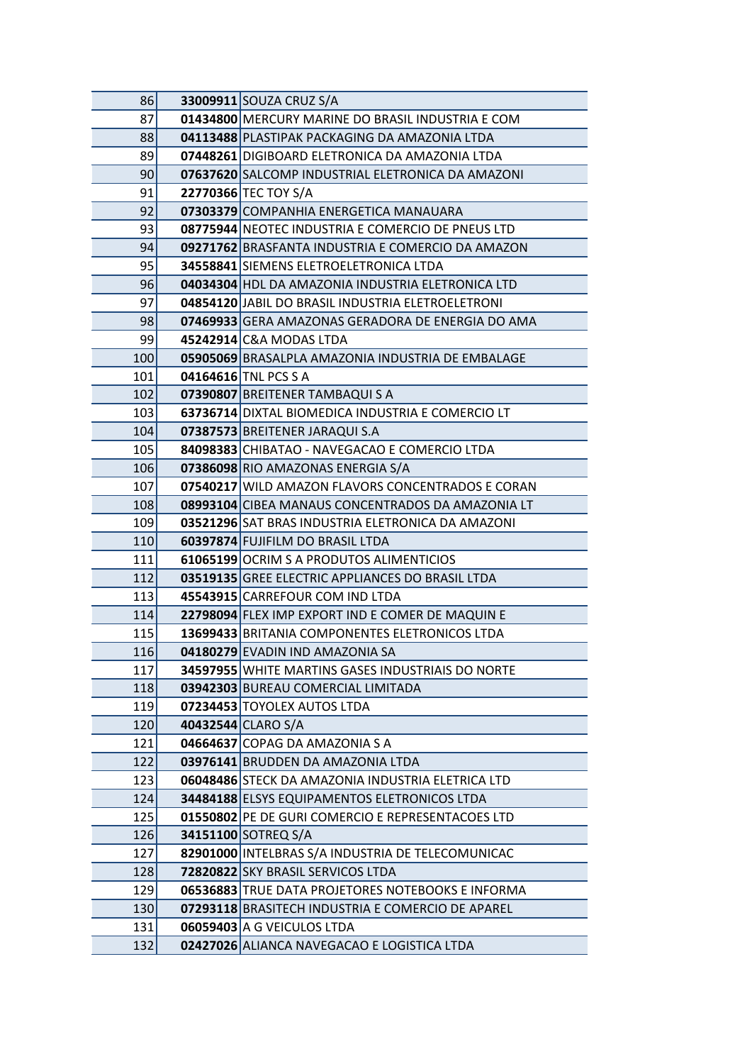| | | |
|---|---|---|
| 86 | **33009911** | SOUZA CRUZ S/A |
| 87 | **01434800** | MERCURY MARINE DO BRASIL INDUSTRIA E COM |
| 88 | **04113488** | PLASTIPAK PACKAGING DA AMAZONIA LTDA |
| 89 | **07448261** | DIGIBOARD ELETRONICA DA AMAZONIA LTDA |
| 90 | **07637620** | SALCOMP INDUSTRIAL ELETRONICA DA AMAZONI |
| 91 | **22770366** | TEC TOY S/A |
| 92 | **07303379** | COMPANHIA ENERGETICA MANAUARA |
| 93 | **08775944** | NEOTEC INDUSTRIA E COMERCIO DE PNEUS LTD |
| 94 | **09271762** | BRASFANTA INDUSTRIA E COMERCIO DA AMAZON |
| 95 | **34558841** | SIEMENS ELETROELETRONICA LTDA |
| 96 | **04034304** | HDL DA AMAZONIA INDUSTRIA ELETRONICA LTD |
| 97 | **04854120** | JABIL DO BRASIL INDUSTRIA ELETROELETRONI |
| 98 | **07469933** | GERA AMAZONAS GERADORA DE ENERGIA DO AMA |
| 99 | **45242914** | C&A MODAS LTDA |
| 100 | **05905069** | BRASALPLA AMAZONIA INDUSTRIA DE EMBALAGE |
| 101 | **04164616** | TNL PCS S A |
| 102 | **07390807** | BREITENER TAMBAQUI S A |
| 103 | **63736714** | DIXTAL BIOMEDICA INDUSTRIA E COMERCIO LT |
| 104 | **07387573** | BREITENER JARAQUI S.A |
| 105 | **84098383** | CHIBATAO - NAVEGACAO E COMERCIO LTDA |
| 106 | **07386098** | RIO AMAZONAS ENERGIA S/A |
| 107 | **07540217** | WILD AMAZON FLAVORS CONCENTRADOS E CORAN |
| 108 | **08993104** | CIBEA MANAUS CONCENTRADOS DA AMAZONIA LT |
| 109 | **03521296** | SAT BRAS INDUSTRIA ELETRONICA DA AMAZONI |
| 110 | **60397874** | FUJIFILM DO BRASIL LTDA |
| 111 | **61065199** | OCRIM S A PRODUTOS ALIMENTICIOS |
| 112 | **03519135** | GREE ELECTRIC APPLIANCES DO BRASIL LTDA |
| 113 | **45543915** | CARREFOUR COM IND LTDA |
| 114 | **22798094** | FLEX IMP EXPORT IND E COMER DE MAQUIN E |
| 115 | **13699433** | BRITANIA COMPONENTES ELETRONICOS LTDA |
| 116 | **04180279** | EVADIN IND AMAZONIA SA |
| 117 | **34597955** | WHITE MARTINS GASES INDUSTRIAIS DO NORTE |
| 118 | **03942303** | BUREAU COMERCIAL LIMITADA |
| 119 | **07234453** | TOYOLEX AUTOS LTDA |
| 120 | **40432544** | CLARO S/A |
| 121 | **04664637** | COPAG DA AMAZONIA S A |
| 122 | **03976141** | BRUDDEN DA AMAZONIA LTDA |
| 123 | **06048486** | STECK DA AMAZONIA INDUSTRIA ELETRICA LTD |
| 124 | **34484188** | ELSYS EQUIPAMENTOS ELETRONICOS LTDA |
| 125 | **01550802** | PE DE GURI COMERCIO E REPRESENTACOES LTD |
| 126 | **34151100** | SOTREQ S/A |
| 127 | **82901000** | INTELBRAS S/A INDUSTRIA DE TELECOMUNICAC |
| 128 | **72820822** | SKY BRASIL SERVICOS LTDA |
| 129 | **06536883** | TRUE DATA PROJETORES NOTEBOOKS E INFORMA |
| 130 | **07293118** | BRASITECH INDUSTRIA E COMERCIO DE APAREL |
| 131 | **06059403** | A G VEICULOS LTDA |
| 132 | **02427026** | ALIANCA NAVEGACAO E LOGISTICA LTDA |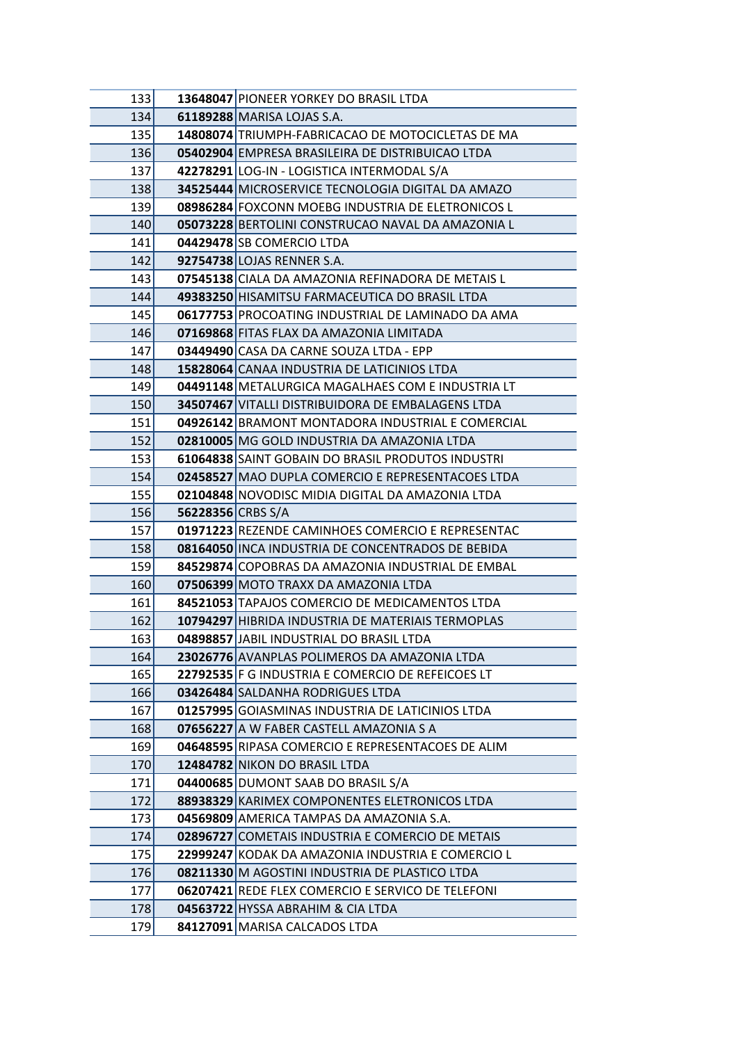| | | |
|---|---|---|
| 133 | **13648047** | PIONEER YORKEY DO BRASIL LTDA |
| 134 | **61189288** | MARISA LOJAS S.A. |
| 135 | **14808074** | TRIUMPH-FABRICACAO DE MOTOCICLETAS DE MA |
| 136 | **05402904** | EMPRESA BRASILEIRA DE DISTRIBUICAO LTDA |
| 137 | **42278291** | LOG-IN - LOGISTICA INTERMODAL S/A |
| 138 | **34525444** | MICROSERVICE TECNOLOGIA DIGITAL DA AMAZO |
| 139 | **08986284** | FOXCONN MOEBG INDUSTRIA DE ELETRONICOS L |
| 140 | **05073228** | BERTOLINI CONSTRUCAO NAVAL DA AMAZONIA L |
| 141 | **04429478** | SB COMERCIO LTDA |
| 142 | **92754738** | LOJAS RENNER S.A. |
| 143 | **07545138** | CIALA DA AMAZONIA REFINADORA DE METAIS L |
| 144 | **49383250** | HISAMITSU FARMACEUTICA DO BRASIL LTDA |
| 145 | **06177753** | PROCOATING INDUSTRIAL DE LAMINADO DA AMA |
| 146 | **07169868** | FITAS FLAX DA AMAZONIA LIMITADA |
| 147 | **03449490** | CASA DA CARNE SOUZA LTDA - EPP |
| 148 | **15828064** | CANAA INDUSTRIA DE LATICINIOS LTDA |
| 149 | **04491148** | METALURGICA MAGALHAES COM E INDUSTRIA LT |
| 150 | **34507467** | VITALLI DISTRIBUIDORA DE EMBALAGENS LTDA |
| 151 | **04926142** | BRAMONT MONTADORA INDUSTRIAL E COMERCIAL |
| 152 | **02810005** | MG GOLD INDUSTRIA DA AMAZONIA LTDA |
| 153 | **61064838** | SAINT GOBAIN DO BRASIL PRODUTOS INDUSTRI |
| 154 | **02458527** | MAO DUPLA COMERCIO E REPRESENTACOES LTDA |
| 155 | **02104848** | NOVODISC MIDIA DIGITAL DA AMAZONIA LTDA |
| 156 | **56228356** | CRBS S/A |
| 157 | **01971223** | REZENDE CAMINHOES COMERCIO E REPRESENTAC |
| 158 | **08164050** | INCA INDUSTRIA DE CONCENTRADOS DE BEBIDA |
| 159 | **84529874** | COPOBRAS DA AMAZONIA INDUSTRIAL DE EMBAL |
| 160 | **07506399** | MOTO TRAXX DA AMAZONIA LTDA |
| 161 | **84521053** | TAPAJOS COMERCIO DE MEDICAMENTOS LTDA |
| 162 | **10794297** | HIBRIDA INDUSTRIA DE MATERIAIS TERMOPLAS |
| 163 | **04898857** | JABIL INDUSTRIAL DO BRASIL LTDA |
| 164 | **23026776** | AVANPLAS POLIMEROS DA AMAZONIA LTDA |
| 165 | **22792535** | F G INDUSTRIA E COMERCIO DE REFEICOES LT |
| 166 | **03426484** | SALDANHA RODRIGUES LTDA |
| 167 | **01257995** | GOIASMINAS INDUSTRIA DE LATICINIOS LTDA |
| 168 | **07656227** | A W FABER CASTELL AMAZONIA S A |
| 169 | **04648595** | RIPASA COMERCIO E REPRESENTACOES DE ALIM |
| 170 | **12484782** | NIKON DO BRASIL LTDA |
| 171 | **04400685** | DUMONT SAAB DO BRASIL S/A |
| 172 | **88938329** | KARIMEX COMPONENTES ELETRONICOS LTDA |
| 173 | **04569809** | AMERICA TAMPAS DA AMAZONIA S.A. |
| 174 | **02896727** | COMETAIS INDUSTRIA E COMERCIO DE METAIS |
| 175 | **22999247** | KODAK DA AMAZONIA INDUSTRIA E COMERCIO L |
| 176 | **08211330** | M AGOSTINI INDUSTRIA DE PLASTICO LTDA |
| 177 | **06207421** | REDE FLEX COMERCIO E SERVICO DE TELEFONI |
| 178 | **04563722** | HYSSA ABRAHIM & CIA LTDA |
| 179 | **84127091** | MARISA CALCADOS LTDA |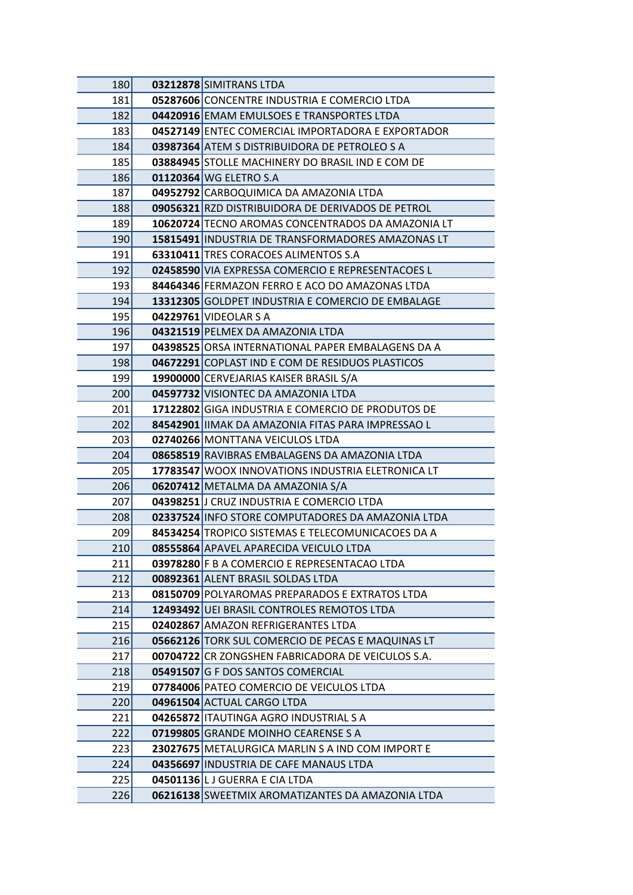| | | |
|---|---|---|
| 180 | **03212878** | SIMITRANS LTDA |
| 181 | **05287606** | CONCENTRE INDUSTRIA E COMERCIO LTDA |
| 182 | **04420916** | EMAM EMULSOES E TRANSPORTES LTDA |
| 183 | **04527149** | ENTEC COMERCIAL IMPORTADORA E EXPORTADOR |
| 184 | **03987364** | ATEM S DISTRIBUIDORA DE PETROLEO S A |
| 185 | **03884945** | STOLLE MACHINERY DO BRASIL IND E COM DE |
| 186 | **01120364** | WG ELETRO S.A |
| 187 | **04952792** | CARBOQUIMICA DA AMAZONIA LTDA |
| 188 | **09056321** | RZD DISTRIBUIDORA DE DERIVADOS DE PETROL |
| 189 | **10620724** | TECNO AROMAS CONCENTRADOS DA AMAZONIA LT |
| 190 | **15815491** | INDUSTRIA DE TRANSFORMADORES AMAZONAS LT |
| 191 | **63310411** | TRES CORACOES ALIMENTOS S.A |
| 192 | **02458590** | VIA EXPRESSA COMERCIO E REPRESENTACOES L |
| 193 | **84464346** | FERMAZON FERRO E ACO DO AMAZONAS LTDA |
| 194 | **13312305** | GOLDPET INDUSTRIA E COMERCIO DE EMBALAGE |
| 195 | **04229761** | VIDEOLAR S A |
| 196 | **04321519** | PELMEX DA AMAZONIA LTDA |
| 197 | **04398525** | ORSA INTERNATIONAL PAPER EMBALAGENS DA A |
| 198 | **04672291** | COPLAST IND E COM DE RESIDUOS PLASTICOS |
| 199 | **19900000** | CERVEJARIAS KAISER BRASIL S/A |
| 200 | **04597732** | VISIONTEC DA AMAZONIA LTDA |
| 201 | **17122802** | GIGA INDUSTRIA E COMERCIO DE PRODUTOS DE |
| 202 | **84542901** | IIMAK DA AMAZONIA FITAS PARA IMPRESSAO L |
| 203 | **02740266** | MONTTANA VEICULOS LTDA |
| 204 | **08658519** | RAVIBRAS EMBALAGENS DA AMAZONIA LTDA |
| 205 | **17783547** | WOOX INNOVATIONS INDUSTRIA ELETRONICA LT |
| 206 | **06207412** | METALMA DA AMAZONIA S/A |
| 207 | **04398251** | J CRUZ INDUSTRIA E COMERCIO LTDA |
| 208 | **02337524** | INFO STORE COMPUTADORES DA AMAZONIA LTDA |
| 209 | **84534254** | TROPICO SISTEMAS E TELECOMUNICACOES DA A |
| 210 | **08555864** | APAVEL APARECIDA VEICULO LTDA |
| 211 | **03978280** | F B A COMERCIO E REPRESENTACAO LTDA |
| 212 | **00892361** | ALENT BRASIL SOLDAS LTDA |
| 213 | **08150709** | POLYAROMAS PREPARADOS E EXTRATOS LTDA |
| 214 | **12493492** | UEI BRASIL CONTROLES REMOTOS LTDA |
| 215 | **02402867** | AMAZON REFRIGERANTES LTDA |
| 216 | **05662126** | TORK SUL COMERCIO DE PECAS E MAQUINAS LT |
| 217 | **00704722** | CR ZONGSHEN FABRICADORA DE VEICULOS S.A. |
| 218 | **05491507** | G F DOS SANTOS COMERCIAL |
| 219 | **07784006** | PATEO COMERCIO DE VEICULOS LTDA |
| 220 | **04961504** | ACTUAL CARGO LTDA |
| 221 | **04265872** | ITAUTINGA AGRO INDUSTRIAL S A |
| 222 | **07199805** | GRANDE MOINHO CEARENSE S A |
| 223 | **23027675** | METALURGICA MARLIN S A IND COM IMPORT E |
| 224 | **04356697** | INDUSTRIA DE CAFE MANAUS LTDA |
| 225 | **04501136** | L J GUERRA E CIA LTDA |
| 226 | **06216138** | SWEETMIX AROMATIZANTES DA AMAZONIA LTDA |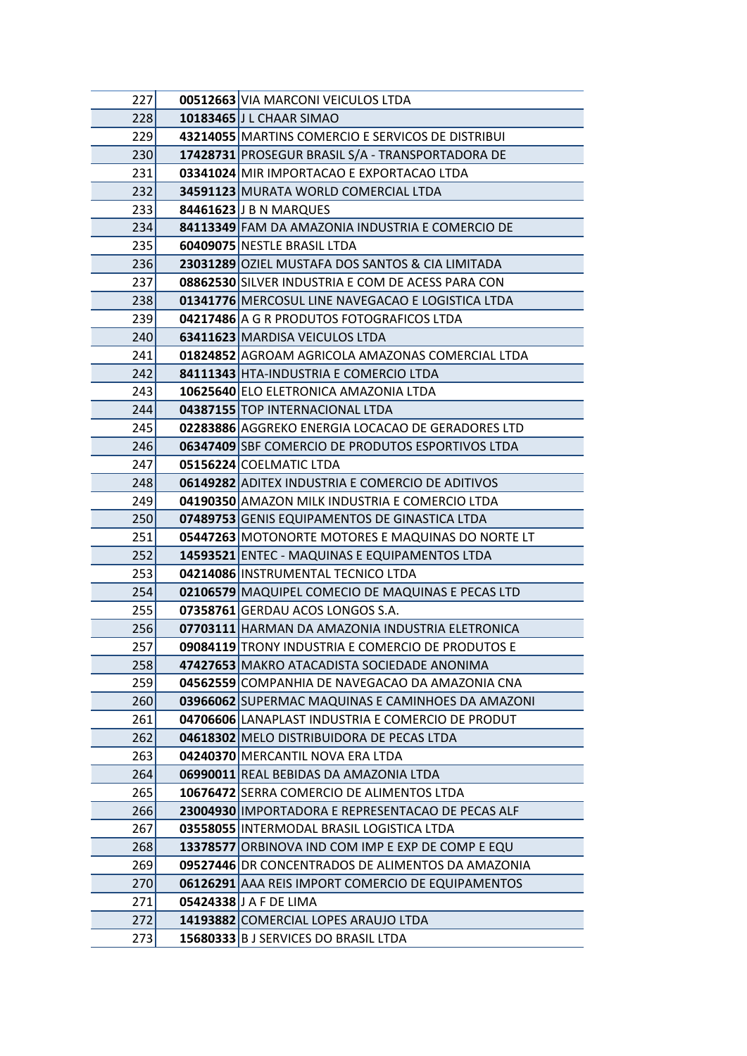| | | |
|---|---|---|
| 227 | **00512663** | VIA MARCONI VEICULOS LTDA |
| 228 | **10183465** | J L CHAAR SIMAO |
| 229 | **43214055** | MARTINS COMERCIO E SERVICOS DE DISTRIBUI |
| 230 | **17428731** | PROSEGUR BRASIL S/A - TRANSPORTADORA DE |
| 231 | **03341024** | MIR IMPORTACAO E EXPORTACAO LTDA |
| 232 | **34591123** | MURATA WORLD COMERCIAL LTDA |
| 233 | **84461623** | J B N MARQUES |
| 234 | **84113349** | FAM DA AMAZONIA INDUSTRIA E COMERCIO DE |
| 235 | **60409075** | NESTLE BRASIL LTDA |
| 236 | **23031289** | OZIEL MUSTAFA DOS SANTOS & CIA LIMITADA |
| 237 | **08862530** | SILVER INDUSTRIA E COM DE ACESS PARA CON |
| 238 | **01341776** | MERCOSUL LINE NAVEGACAO E LOGISTICA LTDA |
| 239 | **04217486** | A G R PRODUTOS FOTOGRAFICOS LTDA |
| 240 | **63411623** | MARDISA VEICULOS LTDA |
| 241 | **01824852** | AGROAM AGRICOLA AMAZONAS COMERCIAL LTDA |
| 242 | **84111343** | HTA-INDUSTRIA E COMERCIO LTDA |
| 243 | **10625640** | ELO ELETRONICA AMAZONIA LTDA |
| 244 | **04387155** | TOP INTERNACIONAL LTDA |
| 245 | **02283886** | AGGREKO ENERGIA LOCACAO DE GERADORES LTD |
| 246 | **06347409** | SBF COMERCIO DE PRODUTOS ESPORTIVOS LTDA |
| 247 | **05156224** | COELMATIC LTDA |
| 248 | **06149282** | ADITEX INDUSTRIA E COMERCIO DE ADITIVOS |
| 249 | **04190350** | AMAZON MILK INDUSTRIA E COMERCIO LTDA |
| 250 | **07489753** | GENIS EQUIPAMENTOS DE GINASTICA LTDA |
| 251 | **05447263** | MOTONORTE MOTORES E MAQUINAS DO NORTE LT |
| 252 | **14593521** | ENTEC - MAQUINAS E EQUIPAMENTOS LTDA |
| 253 | **04214086** | INSTRUMENTAL TECNICO LTDA |
| 254 | **02106579** | MAQUIPEL COMECIO DE MAQUINAS E PECAS LTD |
| 255 | **07358761** | GERDAU ACOS LONGOS S.A. |
| 256 | **07703111** | HARMAN DA AMAZONIA INDUSTRIA ELETRONICA |
| 257 | **09084119** | TRONY INDUSTRIA E COMERCIO DE PRODUTOS E |
| 258 | **47427653** | MAKRO ATACADISTA SOCIEDADE ANONIMA |
| 259 | **04562559** | COMPANHIA DE NAVEGACAO DA AMAZONIA CNA |
| 260 | **03966062** | SUPERMAC MAQUINAS E CAMINHOES DA AMAZONI |
| 261 | **04706606** | LANAPLAST INDUSTRIA E COMERCIO DE PRODUT |
| 262 | **04618302** | MELO DISTRIBUIDORA DE PECAS LTDA |
| 263 | **04240370** | MERCANTIL NOVA ERA LTDA |
| 264 | **06990011** | REAL BEBIDAS DA AMAZONIA LTDA |
| 265 | **10676472** | SERRA COMERCIO DE ALIMENTOS LTDA |
| 266 | **23004930** | IMPORTADORA E REPRESENTACAO DE PECAS ALF |
| 267 | **03558055** | INTERMODAL BRASIL LOGISTICA LTDA |
| 268 | **13378577** | ORBINOVA IND COM IMP E EXP DE COMP E EQU |
| 269 | **09527446** | DR CONCENTRADOS DE ALIMENTOS DA AMAZONIA |
| 270 | **06126291** | AAA REIS IMPORT COMERCIO DE EQUIPAMENTOS |
| 271 | **05424338** | J A F DE LIMA |
| 272 | **14193882** | COMERCIAL LOPES ARAUJO LTDA |
| 273 | **15680333** | B J SERVICES DO BRASIL LTDA |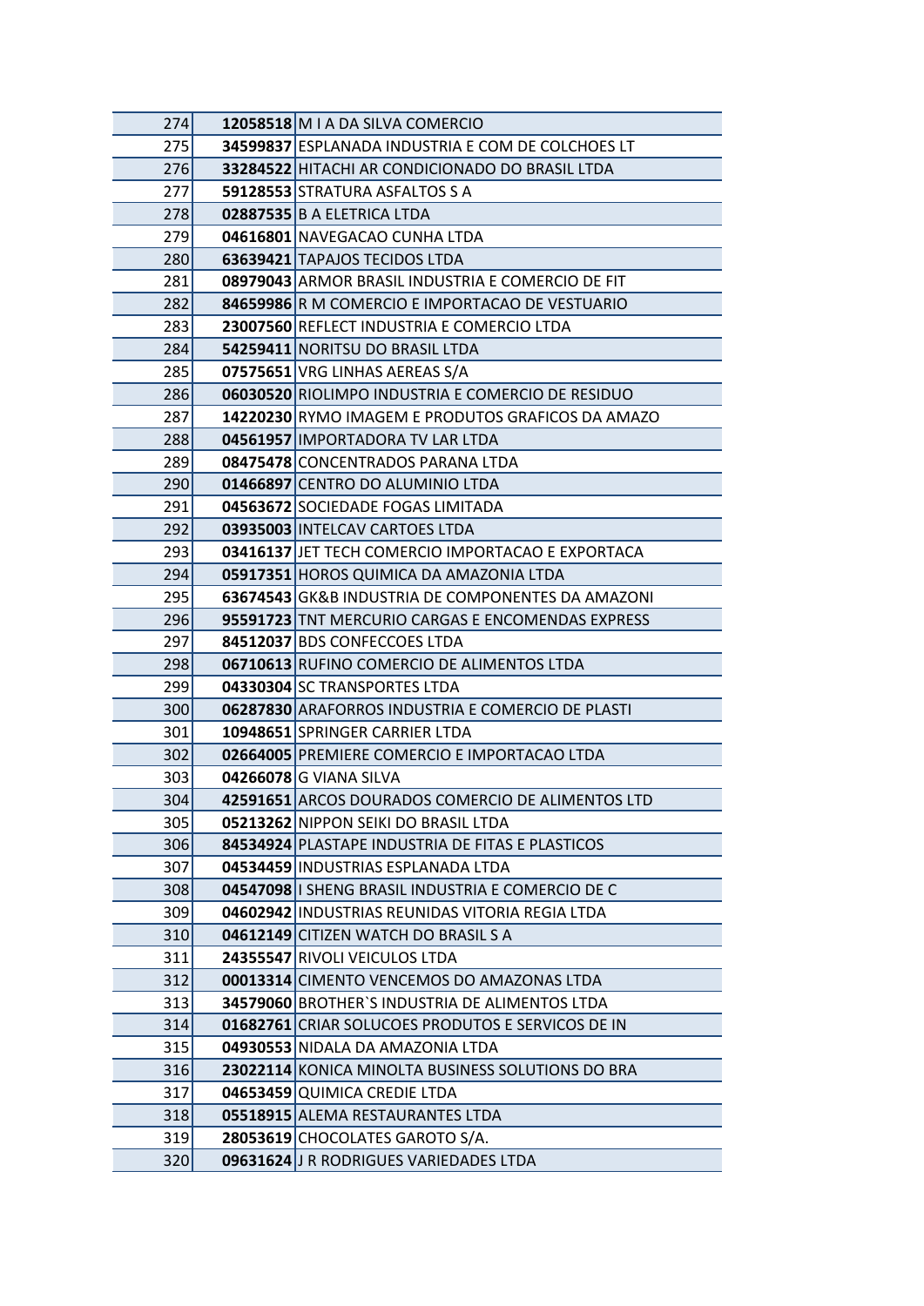| | | |
|---|---|---|
| 274 | **12058518** | M I A DA SILVA COMERCIO |
| 275 | **34599837** | ESPLANADA INDUSTRIA E COM DE COLCHOES LT |
| 276 | **33284522** | HITACHI AR CONDICIONADO DO BRASIL LTDA |
| 277 | **59128553** | STRATURA ASFALTOS S A |
| 278 | **02887535** | B A ELETRICA LTDA |
| 279 | **04616801** | NAVEGACAO CUNHA LTDA |
| 280 | **63639421** | TAPAJOS TECIDOS LTDA |
| 281 | **08979043** | ARMOR BRASIL INDUSTRIA E COMERCIO DE FIT |
| 282 | **84659986** | R M COMERCIO E IMPORTACAO DE VESTUARIO |
| 283 | **23007560** | REFLECT INDUSTRIA E COMERCIO LTDA |
| 284 | **54259411** | NORITSU DO BRASIL LTDA |
| 285 | **07575651** | VRG LINHAS AEREAS S/A |
| 286 | **06030520** | RIOLIMPO INDUSTRIA E COMERCIO DE RESIDUO |
| 287 | **14220230** | RYMO IMAGEM E PRODUTOS GRAFICOS DA AMAZO |
| 288 | **04561957** | IMPORTADORA TV LAR LTDA |
| 289 | **08475478** | CONCENTRADOS PARANA LTDA |
| 290 | **01466897** | CENTRO DO ALUMINIO LTDA |
| 291 | **04563672** | SOCIEDADE FOGAS LIMITADA |
| 292 | **03935003** | INTELCAV CARTOES LTDA |
| 293 | **03416137** | JET TECH COMERCIO IMPORTACAO E EXPORTACA |
| 294 | **05917351** | HOROS QUIMICA DA AMAZONIA LTDA |
| 295 | **63674543** | GK&B INDUSTRIA DE COMPONENTES DA AMAZONI |
| 296 | **95591723** | TNT MERCURIO CARGAS E ENCOMENDAS EXPRESS |
| 297 | **84512037** | BDS CONFECCOES LTDA |
| 298 | **06710613** | RUFINO COMERCIO DE ALIMENTOS LTDA |
| 299 | **04330304** | SC TRANSPORTES LTDA |
| 300 | **06287830** | ARAFORROS INDUSTRIA E COMERCIO DE PLASTI |
| 301 | **10948651** | SPRINGER CARRIER LTDA |
| 302 | **02664005** | PREMIERE COMERCIO E IMPORTACAO LTDA |
| 303 | **04266078** | G VIANA SILVA |
| 304 | **42591651** | ARCOS DOURADOS COMERCIO DE ALIMENTOS LTD |
| 305 | **05213262** | NIPPON SEIKI DO BRASIL LTDA |
| 306 | **84534924** | PLASTAPE INDUSTRIA DE FITAS E PLASTICOS |
| 307 | **04534459** | INDUSTRIAS ESPLANADA LTDA |
| 308 | **04547098** | I SHENG BRASIL INDUSTRIA E COMERCIO DE C |
| 309 | **04602942** | INDUSTRIAS REUNIDAS VITORIA REGIA LTDA |
| 310 | **04612149** | CITIZEN WATCH DO BRASIL S A |
| 311 | **24355547** | RIVOLI VEICULOS LTDA |
| 312 | **00013314** | CIMENTO VENCEMOS DO AMAZONAS LTDA |
| 313 | **34579060** | BROTHER`S INDUSTRIA DE ALIMENTOS LTDA |
| 314 | **01682761** | CRIAR SOLUCOES PRODUTOS E SERVICOS DE IN |
| 315 | **04930553** | NIDALA DA AMAZONIA LTDA |
| 316 | **23022114** | KONICA MINOLTA BUSINESS SOLUTIONS DO BRA |
| 317 | **04653459** | QUIMICA CREDIE LTDA |
| 318 | **05518915** | ALEMA RESTAURANTES LTDA |
| 319 | **28053619** | CHOCOLATES GAROTO S/A. |
| 320 | **09631624** | J R RODRIGUES VARIEDADES LTDA |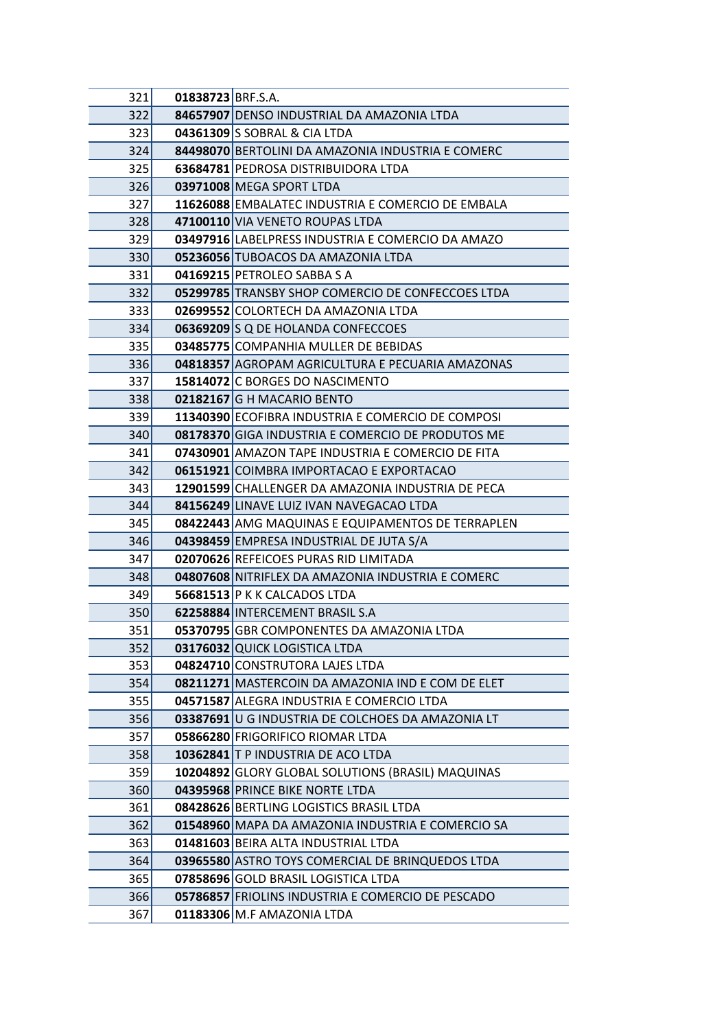| | | |
|---|---|---|
| 321 | **01838723** | BRF.S.A. |
| 322 | **84657907** | DENSO INDUSTRIAL DA AMAZONIA LTDA |
| 323 | **04361309** | S SOBRAL & CIA LTDA |
| 324 | **84498070** | BERTOLINI DA AMAZONIA INDUSTRIA E COMERC |
| 325 | **63684781** | PEDROSA DISTRIBUIDORA LTDA |
| 326 | **03971008** | MEGA SPORT LTDA |
| 327 | **11626088** | EMBALATEC INDUSTRIA E COMERCIO DE EMBALA |
| 328 | **47100110** | VIA VENETO ROUPAS LTDA |
| 329 | **03497916** | LABELPRESS INDUSTRIA E COMERCIO DA AMAZO |
| 330 | **05236056** | TUBOACOS DA AMAZONIA LTDA |
| 331 | **04169215** | PETROLEO SABBA S A |
| 332 | **05299785** | TRANSBY SHOP COMERCIO DE CONFECCOES LTDA |
| 333 | **02699552** | COLORTECH DA AMAZONIA LTDA |
| 334 | **06369209** | S Q DE HOLANDA CONFECCOES |
| 335 | **03485775** | COMPANHIA MULLER DE BEBIDAS |
| 336 | **04818357** | AGROPAM AGRICULTURA E PECUARIA AMAZONAS |
| 337 | **15814072** | C BORGES DO NASCIMENTO |
| 338 | **02182167** | G H MACARIO BENTO |
| 339 | **11340390** | ECOFIBRA INDUSTRIA E COMERCIO DE COMPOSI |
| 340 | **08178370** | GIGA INDUSTRIA E COMERCIO DE PRODUTOS ME |
| 341 | **07430901** | AMAZON TAPE INDUSTRIA E COMERCIO DE FITA |
| 342 | **06151921** | COIMBRA IMPORTACAO E EXPORTACAO |
| 343 | **12901599** | CHALLENGER DA AMAZONIA INDUSTRIA DE PECA |
| 344 | **84156249** | LINAVE LUIZ IVAN NAVEGACAO LTDA |
| 345 | **08422443** | AMG MAQUINAS E EQUIPAMENTOS DE TERRAPLEN |
| 346 | **04398459** | EMPRESA INDUSTRIAL DE JUTA S/A |
| 347 | **02070626** | REFEICOES PURAS RID LIMITADA |
| 348 | **04807608** | NITRIFLEX DA AMAZONIA INDUSTRIA E COMERC |
| 349 | **56681513** | P K K CALCADOS LTDA |
| 350 | **62258884** | INTERCEMENT BRASIL S.A |
| 351 | **05370795** | GBR COMPONENTES DA AMAZONIA LTDA |
| 352 | **03176032** | QUICK LOGISTICA LTDA |
| 353 | **04824710** | CONSTRUTORA LAJES LTDA |
| 354 | **08211271** | MASTERCOIN DA AMAZONIA IND E COM DE ELET |
| 355 | **04571587** | ALEGRA INDUSTRIA E COMERCIO LTDA |
| 356 | **03387691** | U G INDUSTRIA DE COLCHOES DA AMAZONIA LT |
| 357 | **05866280** | FRIGORIFICO RIOMAR LTDA |
| 358 | **10362841** | T P INDUSTRIA DE ACO LTDA |
| 359 | **10204892** | GLORY GLOBAL SOLUTIONS (BRASIL) MAQUINAS |
| 360 | **04395968** | PRINCE BIKE NORTE LTDA |
| 361 | **08428626** | BERTLING LOGISTICS BRASIL LTDA |
| 362 | **01548960** | MAPA DA AMAZONIA INDUSTRIA E COMERCIO SA |
| 363 | **01481603** | BEIRA ALTA INDUSTRIAL LTDA |
| 364 | **03965580** | ASTRO TOYS COMERCIAL DE BRINQUEDOS LTDA |
| 365 | **07858696** | GOLD BRASIL LOGISTICA LTDA |
| 366 | **05786857** | FRIOLINS INDUSTRIA E COMERCIO DE PESCADO |
| 367 | **01183306** | M.F AMAZONIA LTDA |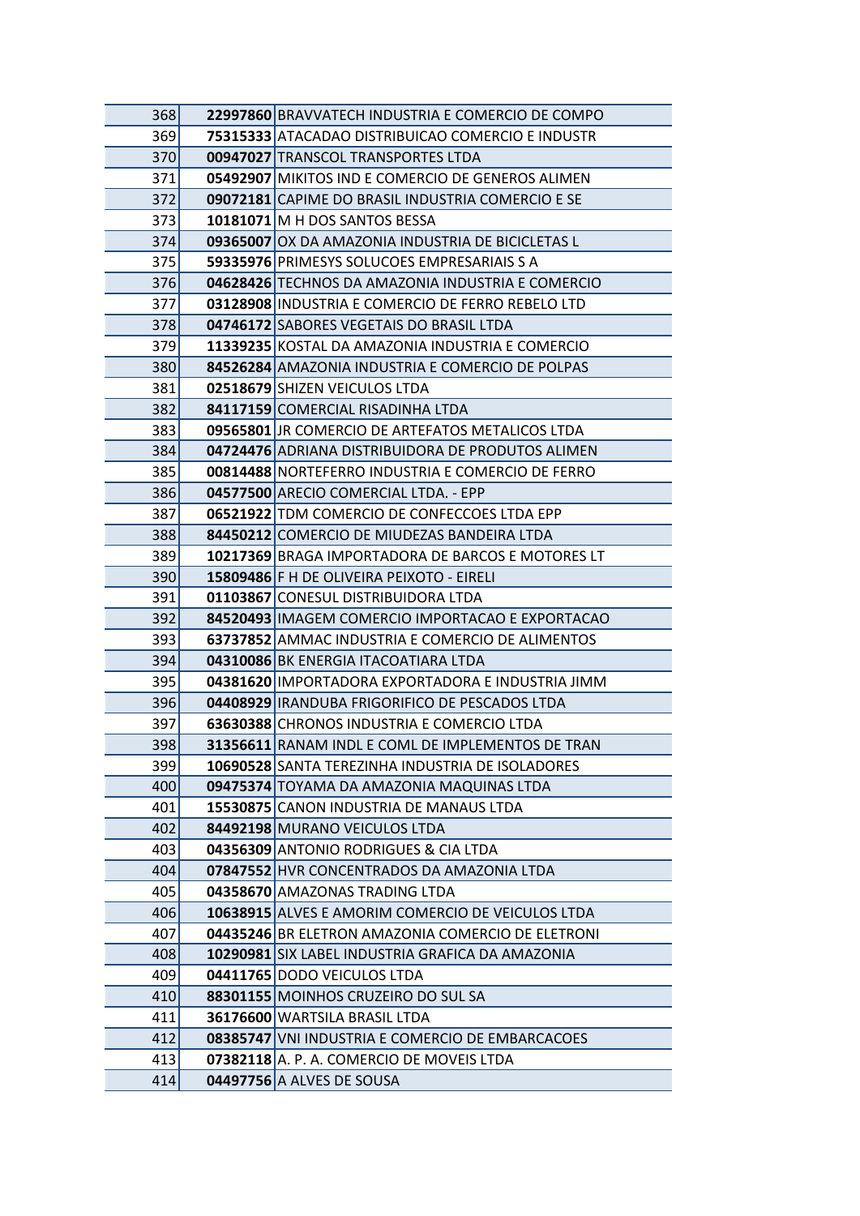| | | |
|---|---|---|
| 368 | **22997860** | BRAVVATECH INDUSTRIA E COMERCIO DE COMPO |
| 369 | **75315333** | ATACADAO DISTRIBUICAO COMERCIO E INDUSTR |
| 370 | **00947027** | TRANSCOL TRANSPORTES LTDA |
| 371 | **05492907** | MIKITOS IND E COMERCIO DE GENEROS ALIMEN |
| 372 | **09072181** | CAPIME DO BRASIL INDUSTRIA COMERCIO E SE |
| 373 | **10181071** | M H DOS SANTOS BESSA |
| 374 | **09365007** | OX DA AMAZONIA INDUSTRIA DE BICICLETAS L |
| 375 | **59335976** | PRIMESYS SOLUCOES EMPRESARIAIS S A |
| 376 | **04628426** | TECHNOS DA AMAZONIA INDUSTRIA E COMERCIO |
| 377 | **03128908** | INDUSTRIA E COMERCIO DE FERRO REBELO LTD |
| 378 | **04746172** | SABORES VEGETAIS DO BRASIL LTDA |
| 379 | **11339235** | KOSTAL DA AMAZONIA INDUSTRIA E COMERCIO |
| 380 | **84526284** | AMAZONIA INDUSTRIA E COMERCIO DE POLPAS |
| 381 | **02518679** | SHIZEN VEICULOS LTDA |
| 382 | **84117159** | COMERCIAL RISADINHA LTDA |
| 383 | **09565801** | JR COMERCIO DE ARTEFATOS METALICOS LTDA |
| 384 | **04724476** | ADRIANA DISTRIBUIDORA DE PRODUTOS ALIMEN |
| 385 | **00814488** | NORTEFERRO INDUSTRIA E COMERCIO DE FERRO |
| 386 | **04577500** | ARECIO COMERCIAL LTDA. - EPP |
| 387 | **06521922** | TDM COMERCIO DE CONFECCOES LTDA EPP |
| 388 | **84450212** | COMERCIO DE MIUDEZAS BANDEIRA LTDA |
| 389 | **10217369** | BRAGA IMPORTADORA DE BARCOS E MOTORES LT |
| 390 | **15809486** | F H DE OLIVEIRA PEIXOTO - EIRELI |
| 391 | **01103867** | CONESUL DISTRIBUIDORA LTDA |
| 392 | **84520493** | IMAGEM COMERCIO IMPORTACAO E EXPORTACAO |
| 393 | **63737852** | AMMAC INDUSTRIA E COMERCIO DE ALIMENTOS |
| 394 | **04310086** | BK ENERGIA ITACOATIARA LTDA |
| 395 | **04381620** | IMPORTADORA EXPORTADORA E INDUSTRIA JIMM |
| 396 | **04408929** | IRANDUBA FRIGORIFICO DE PESCADOS LTDA |
| 397 | **63630388** | CHRONOS INDUSTRIA E COMERCIO LTDA |
| 398 | **31356611** | RANAM INDL E COML DE IMPLEMENTOS DE TRAN |
| 399 | **10690528** | SANTA TEREZINHA INDUSTRIA DE ISOLADORES |
| 400 | **09475374** | TOYAMA DA AMAZONIA MAQUINAS LTDA |
| 401 | **15530875** | CANON INDUSTRIA DE MANAUS LTDA |
| 402 | **84492198** | MURANO VEICULOS LTDA |
| 403 | **04356309** | ANTONIO RODRIGUES & CIA LTDA |
| 404 | **07847552** | HVR CONCENTRADOS DA AMAZONIA LTDA |
| 405 | **04358670** | AMAZONAS TRADING LTDA |
| 406 | **10638915** | ALVES E AMORIM COMERCIO DE VEICULOS LTDA |
| 407 | **04435246** | BR ELETRON AMAZONIA COMERCIO DE ELETRONI |
| 408 | **10290981** | SIX LABEL INDUSTRIA GRAFICA DA AMAZONIA |
| 409 | **04411765** | DODO VEICULOS LTDA |
| 410 | **88301155** | MOINHOS CRUZEIRO DO SUL SA |
| 411 | **36176600** | WARTSILA BRASIL LTDA |
| 412 | **08385747** | VNI INDUSTRIA E COMERCIO DE EMBARCACOES |
| 413 | **07382118** | A. P. A. COMERCIO DE MOVEIS LTDA |
| 414 | **04497756** | A ALVES DE SOUSA |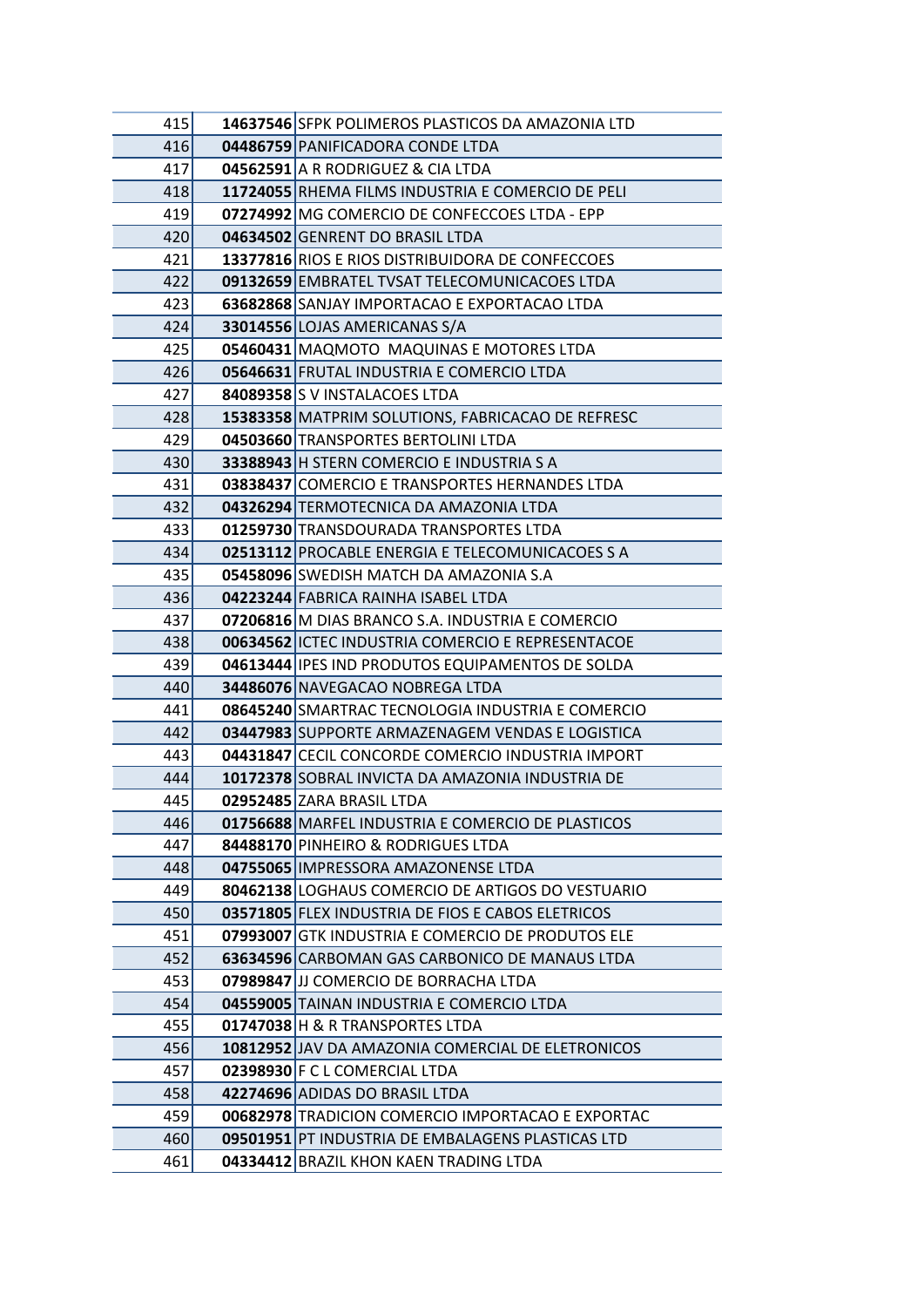| | | |
|---|---|---|
| 415 | **14637546** | SFPK POLIMEROS PLASTICOS DA AMAZONIA LTD |
| 416 | **04486759** | PANIFICADORA CONDE LTDA |
| 417 | **04562591** | A R RODRIGUEZ & CIA LTDA |
| 418 | **11724055** | RHEMA FILMS INDUSTRIA E COMERCIO DE PELI |
| 419 | **07274992** | MG COMERCIO DE CONFECCOES LTDA - EPP |
| 420 | **04634502** | GENRENT DO BRASIL LTDA |
| 421 | **13377816** | RIOS E RIOS DISTRIBUIDORA DE CONFECCOES |
| 422 | **09132659** | EMBRATEL TVSAT TELECOMUNICACOES LTDA |
| 423 | **63682868** | SANJAY IMPORTACAO E EXPORTACAO LTDA |
| 424 | **33014556** | LOJAS AMERICANAS S/A |
| 425 | **05460431** | MAQMOTO MAQUINAS E MOTORES LTDA |
| 426 | **05646631** | FRUTAL INDUSTRIA E COMERCIO LTDA |
| 427 | **84089358** | S V INSTALACOES LTDA |
| 428 | **15383358** | MATPRIM SOLUTIONS, FABRICACAO DE REFRESC |
| 429 | **04503660** | TRANSPORTES BERTOLINI LTDA |
| 430 | **33388943** | H STERN COMERCIO E INDUSTRIA S A |
| 431 | **03838437** | COMERCIO E TRANSPORTES HERNANDES LTDA |
| 432 | **04326294** | TERMOTECNICA DA AMAZONIA LTDA |
| 433 | **01259730** | TRANSDOURADA TRANSPORTES LTDA |
| 434 | **02513112** | PROCABLE ENERGIA E TELECOMUNICACOES S A |
| 435 | **05458096** | SWEDISH MATCH DA AMAZONIA S.A |
| 436 | **04223244** | FABRICA RAINHA ISABEL LTDA |
| 437 | **07206816** | M DIAS BRANCO S.A. INDUSTRIA E COMERCIO |
| 438 | **00634562** | ICTEC INDUSTRIA COMERCIO E REPRESENTACOE |
| 439 | **04613444** | IPES IND PRODUTOS EQUIPAMENTOS DE SOLDA |
| 440 | **34486076** | NAVEGACAO NOBREGA LTDA |
| 441 | **08645240** | SMARTRAC TECNOLOGIA INDUSTRIA E COMERCIO |
| 442 | **03447983** | SUPPORTE ARMAZENAGEM VENDAS E LOGISTICA |
| 443 | **04431847** | CECIL CONCORDE COMERCIO INDUSTRIA IMPORT |
| 444 | **10172378** | SOBRAL INVICTA DA AMAZONIA INDUSTRIA DE |
| 445 | **02952485** | ZARA BRASIL LTDA |
| 446 | **01756688** | MARFEL INDUSTRIA E COMERCIO DE PLASTICOS |
| 447 | **84488170** | PINHEIRO & RODRIGUES LTDA |
| 448 | **04755065** | IMPRESSORA AMAZONENSE LTDA |
| 449 | **80462138** | LOGHAUS COMERCIO DE ARTIGOS DO VESTUARIO |
| 450 | **03571805** | FLEX INDUSTRIA DE FIOS E CABOS ELETRICOS |
| 451 | **07993007** | GTK INDUSTRIA E COMERCIO DE PRODUTOS ELE |
| 452 | **63634596** | CARBOMAN GAS CARBONICO DE MANAUS LTDA |
| 453 | **07989847** | JJ COMERCIO DE BORRACHA LTDA |
| 454 | **04559005** | TAINAN INDUSTRIA E COMERCIO LTDA |
| 455 | **01747038** | H & R TRANSPORTES LTDA |
| 456 | **10812952** | JAV DA AMAZONIA COMERCIAL DE ELETRONICOS |
| 457 | **02398930** | F C L COMERCIAL LTDA |
| 458 | **42274696** | ADIDAS DO BRASIL LTDA |
| 459 | **00682978** | TRADICION COMERCIO IMPORTACAO E EXPORTAC |
| 460 | **09501951** | PT INDUSTRIA DE EMBALAGENS PLASTICAS LTD |
| 461 | **04334412** | BRAZIL KHON KAEN TRADING LTDA |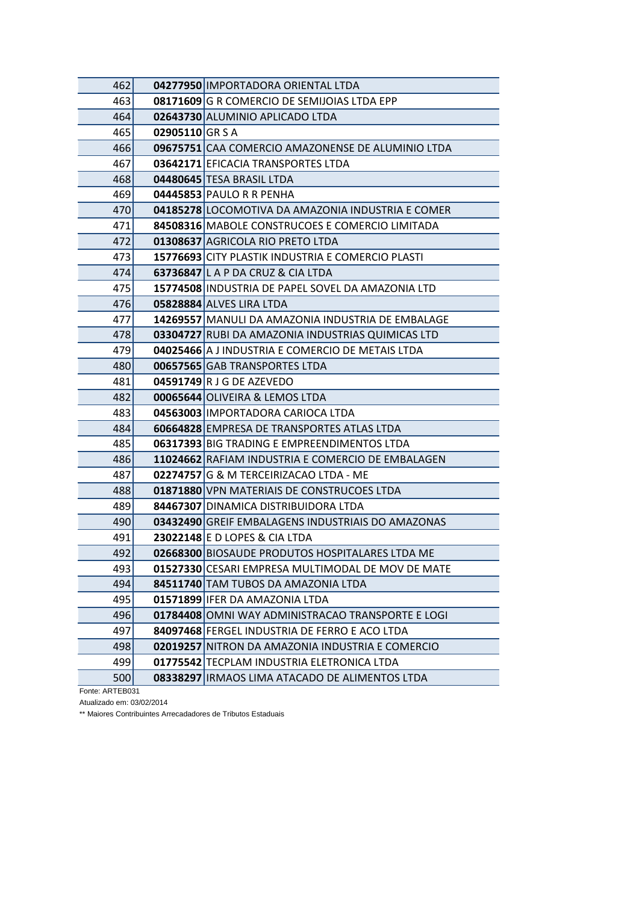| | | |
|---|---|---|
| 462 | **04277950** | IMPORTADORA ORIENTAL LTDA |
| 463 | **08171609** | G R COMERCIO DE SEMIJOIAS LTDA EPP |
| 464 | **02643730** | ALUMINIO APLICADO LTDA |
| 465 | **02905110** | GR S A |
| 466 | **09675751** | CAA COMERCIO AMAZONENSE DE ALUMINIO LTDA |
| 467 | **03642171** | EFICACIA TRANSPORTES LTDA |
| 468 | **04480645** | TESA BRASIL LTDA |
| 469 | **04445853** | PAULO R R PENHA |
| 470 | **04185278** | LOCOMOTIVA DA AMAZONIA INDUSTRIA E COMER |
| 471 | **84508316** | MABOLE CONSTRUCOES E COMERCIO LIMITADA |
| 472 | **01308637** | AGRICOLA RIO PRETO LTDA |
| 473 | **15776693** | CITY PLASTIK INDUSTRIA E COMERCIO PLASTI |
| 474 | **63736847** | L A P DA CRUZ & CIA LTDA |
| 475 | **15774508** | INDUSTRIA DE PAPEL SOVEL DA AMAZONIA LTD |
| 476 | **05828884** | ALVES LIRA LTDA |
| 477 | **14269557** | MANULI DA AMAZONIA INDUSTRIA DE EMBALAGE |
| 478 | **03304727** | RUBI DA AMAZONIA INDUSTRIAS QUIMICAS LTD |
| 479 | **04025466** | A J INDUSTRIA E COMERCIO DE METAIS LTDA |
| 480 | **00657565** | GAB TRANSPORTES LTDA |
| 481 | **04591749** | R J G DE AZEVEDO |
| 482 | **00065644** | OLIVEIRA & LEMOS LTDA |
| 483 | **04563003** | IMPORTADORA CARIOCA LTDA |
| 484 | **60664828** | EMPRESA DE TRANSPORTES ATLAS LTDA |
| 485 | **06317393** | BIG TRADING E EMPREENDIMENTOS LTDA |
| 486 | **11024662** | RAFIAM INDUSTRIA E COMERCIO DE EMBALAGEN |
| 487 | **02274757** | G & M TERCEIRIZACAO LTDA - ME |
| 488 | **01871880** | VPN MATERIAIS DE CONSTRUCOES LTDA |
| 489 | **84467307** | DINAMICA DISTRIBUIDORA LTDA |
| 490 | **03432490** | GREIF EMBALAGENS INDUSTRIAIS DO AMAZONAS |
| 491 | **23022148** | E D LOPES & CIA LTDA |
| 492 | **02668300** | BIOSAUDE PRODUTOS HOSPITALARES LTDA ME |
| 493 | **01527330** | CESARI EMPRESA MULTIMODAL DE MOV DE MATE |
| 494 | **84511740** | TAM TUBOS DA AMAZONIA LTDA |
| 495 | **01571899** | IFER DA AMAZONIA LTDA |
| 496 | **01784408** | OMNI WAY ADMINISTRACAO TRANSPORTE E LOGI |
| 497 | **84097468** | FERGEL INDUSTRIA DE FERRO E ACO LTDA |
| 498 | **02019257** | NITRON DA AMAZONIA INDUSTRIA E COMERCIO |
| 499 | **01775542** | TECPLAM INDUSTRIA ELETRONICA LTDA |
| 500 | **08338297** | IRMAOS LIMA ATACADO DE ALIMENTOS LTDA |

Fonte: ARTEB031

Atualizado em: 03/02/2014

** Maiores Contribuintes Arrecadadores de Tributos Estaduais